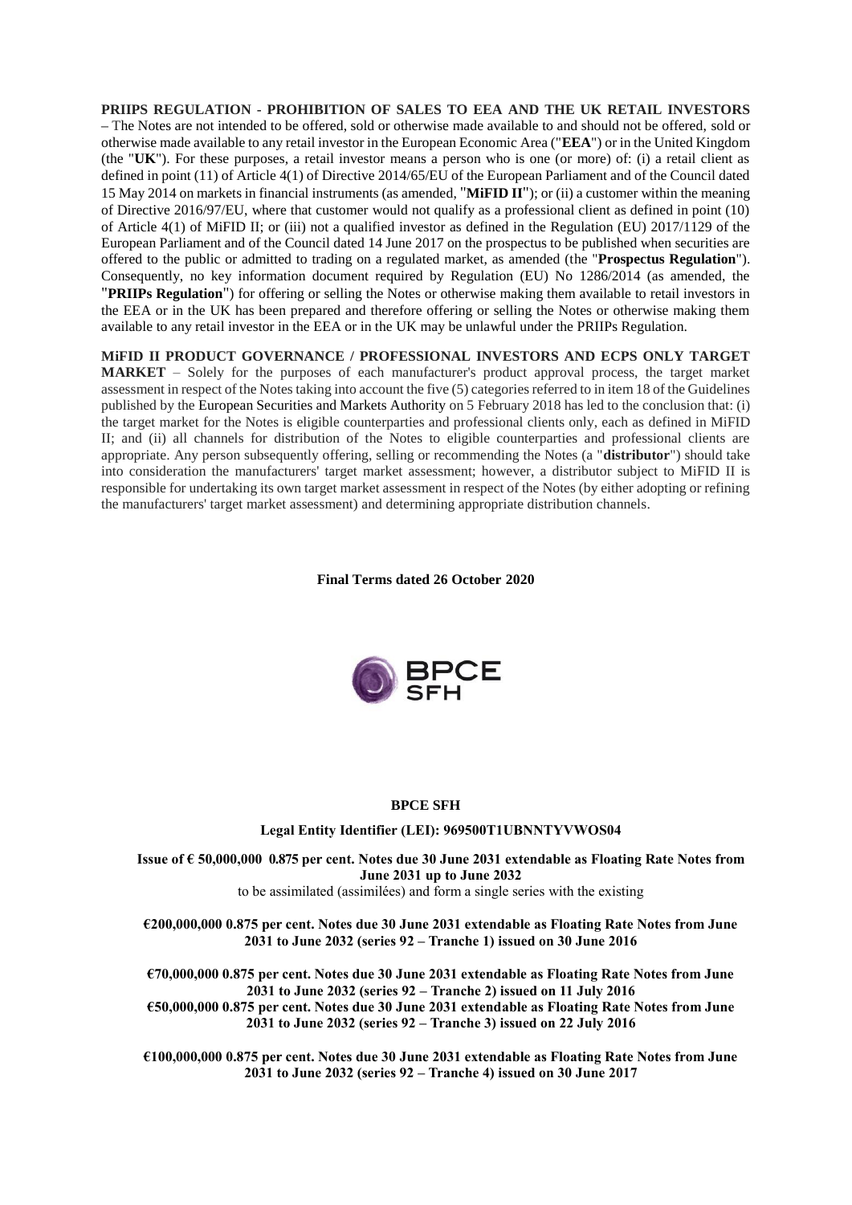**PRIIPS REGULATION - PROHIBITION OF SALES TO EEA AND THE UK RETAIL INVESTORS** – The Notes are not intended to be offered, sold or otherwise made available to and should not be offered, sold or otherwise made available to any retail investor in the European Economic Area ("**EEA**") or in the United Kingdom (the "**UK**"). For these purposes, a retail investor means a person who is one (or more) of: (i) a retail client as defined in point (11) of Article 4(1) of Directive 2014/65/EU of the European Parliament and of the Council dated 15 May 2014 on markets in financial instruments (as amended, "**MiFID II**"); or (ii) a customer within the meaning of Directive 2016/97/EU, where that customer would not qualify as a professional client as defined in point (10) of Article 4(1) of MiFID II; or (iii) not a qualified investor as defined in the Regulation (EU) 2017/1129 of the European Parliament and of the Council dated 14 June 2017 on the prospectus to be published when securities are offered to the public or admitted to trading on a regulated market, as amended (the "**Prospectus Regulation**"). Consequently, no key information document required by Regulation (EU) No 1286/2014 (as amended, the "**PRIIPs Regulation**") for offering or selling the Notes or otherwise making them available to retail investors in the EEA or in the UK has been prepared and therefore offering or selling the Notes or otherwise making them available to any retail investor in the EEA or in the UK may be unlawful under the PRIIPs Regulation.

**MiFID II PRODUCT GOVERNANCE / PROFESSIONAL INVESTORS AND ECPS ONLY TARGET MARKET** – Solely for the purposes of each manufacturer's product approval process, the target market assessment in respect of the Notes taking into account the five (5) categories referred to in item 18 of the Guidelines published by the European Securities and Markets Authority on 5 February 2018 has led to the conclusion that: (i) the target market for the Notes is eligible counterparties and professional clients only, each as defined in MiFID II; and (ii) all channels for distribution of the Notes to eligible counterparties and professional clients are appropriate. Any person subsequently offering, selling or recommending the Notes (a "**distributor**") should take into consideration the manufacturers' target market assessment; however, a distributor subject to MiFID II is responsible for undertaking its own target market assessment in respect of the Notes (by either adopting or refining the manufacturers' target market assessment) and determining appropriate distribution channels.

**Final Terms dated 26 October 2020**

BPCE SFH

**BPCE SFH**

**Legal Entity Identifier (LEI): 969500T1UBNNTYVWOS04**

**Issue of € 50,000,000 0.875 per cent. Notes due 30 June 2031 extendable as Floating Rate Notes from June 2031 up to June 2032**

to be assimilated (assimilées) and form a single series with the existing

**€200,000,000 0.875 per cent. Notes due 30 June 2031 extendable as Floating Rate Notes from June 2031 to June 2032 (series 92 – Tranche 1) issued on 30 June 2016**

**€70,000,000 0.875 per cent. Notes due 30 June 2031 extendable as Floating Rate Notes from June 2031 to June 2032 (series 92 – Tranche 2) issued on 11 July 2016**

**€50,000,000 0.875 per cent. Notes due 30 June 2031 extendable as Floating Rate Notes from June 2031 to June 2032 (series 92 – Tranche 3) issued on 22 July 2016**

**€100,000,000 0.875 per cent. Notes due 30 June 2031 extendable as Floating Rate Notes from June 2031 to June 2032 (series 92 – Tranche 4) issued on 30 June 2017**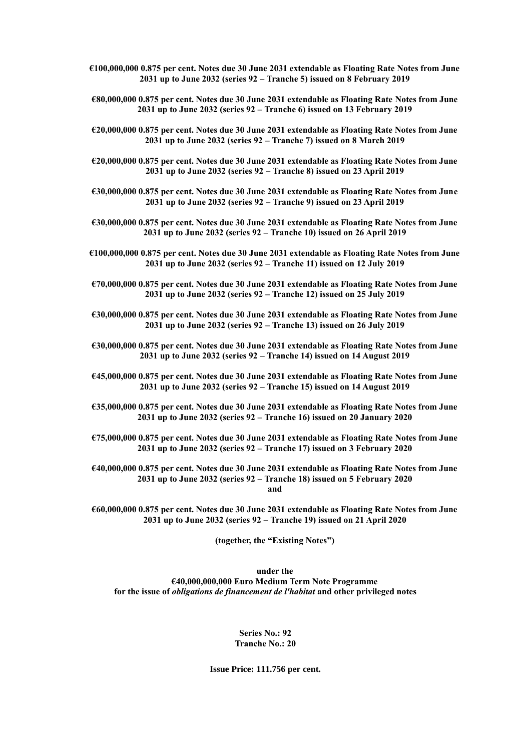**€100,000,000 0.875 per cent. Notes due 30 June 2031 extendable as Floating Rate Notes from June 2031 up to June 2032 (series 92 – Tranche 5) issued on 8 February 2019**

**€80,000,000 0.875 per cent. Notes due 30 June 2031 extendable as Floating Rate Notes from June 2031 up to June 2032 (series 92 – Tranche 6) issued on 13 February 2019**

**€20,000,000 0.875 per cent. Notes due 30 June 2031 extendable as Floating Rate Notes from June 2031 up to June 2032 (series 92 – Tranche 7) issued on 8 March 2019**

**€20,000,000 0.875 per cent. Notes due 30 June 2031 extendable as Floating Rate Notes from June 2031 up to June 2032 (series 92 – Tranche 8) issued on 23 April 2019**

**€30,000,000 0.875 per cent. Notes due 30 June 2031 extendable as Floating Rate Notes from June 2031 up to June 2032 (series 92 – Tranche 9) issued on 23 April 2019**

**€30,000,000 0.875 per cent. Notes due 30 June 2031 extendable as Floating Rate Notes from June 2031 up to June 2032 (series 92 – Tranche 10) issued on 26 April 2019**

**€100,000,000 0.875 per cent. Notes due 30 June 2031 extendable as Floating Rate Notes from June 2031 up to June 2032 (series 92 – Tranche 11) issued on 12 July 2019**

**€70,000,000 0.875 per cent. Notes due 30 June 2031 extendable as Floating Rate Notes from June 2031 up to June 2032 (series 92 – Tranche 12) issued on 25 July 2019**

**€30,000,000 0.875 per cent. Notes due 30 June 2031 extendable as Floating Rate Notes from June 2031 up to June 2032 (series 92 – Tranche 13) issued on 26 July 2019**

**€30,000,000 0.875 per cent. Notes due 30 June 2031 extendable as Floating Rate Notes from June 2031 up to June 2032 (series 92 – Tranche 14) issued on 14 August 2019**

**€45,000,000 0.875 per cent. Notes due 30 June 2031 extendable as Floating Rate Notes from June 2031 up to June 2032 (series 92 – Tranche 15) issued on 14 August 2019**

**€35,000,000 0.875 per cent. Notes due 30 June 2031 extendable as Floating Rate Notes from June 2031 up to June 2032 (series 92 – Tranche 16) issued on 20 January 2020**

**€75,000,000 0.875 per cent. Notes due 30 June 2031 extendable as Floating Rate Notes from June 2031 up to June 2032 (series 92 – Tranche 17) issued on 3 February 2020**

**€40,000,000 0.875 per cent. Notes due 30 June 2031 extendable as Floating Rate Notes from June 2031 up to June 2032 (series 92 – Tranche 18) issued on 5 February 2020**
**and**

**€60,000,000 0.875 per cent. Notes due 30 June 2031 extendable as Floating Rate Notes from June 2031 up to June 2032 (series 92 – Tranche 19) issued on 21 April 2020**

**(together, the "Existing Notes")**

**under the**
**€40,000,000,000 Euro Medium Term Note Programme**
**for the issue of *obligations de financement de l'habitat* and other privileged notes**

**Series No.: 92**
**Tranche No.: 20**

**Issue Price: 111.756 per cent.**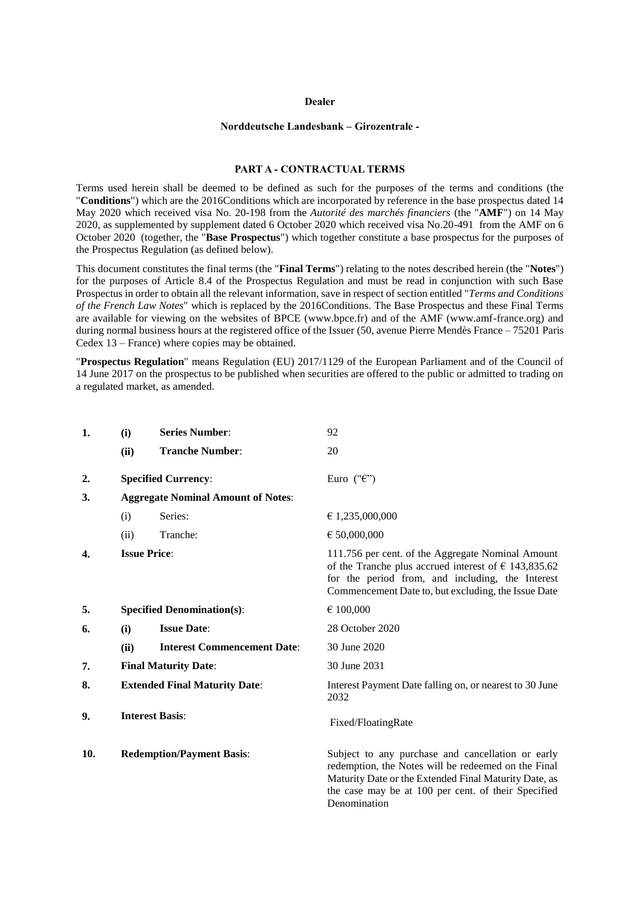**Dealer**

**Norddeutsche Landesbank – Girozentrale -**

## PART A - CONTRACTUAL TERMS

Terms used herein shall be deemed to be defined as such for the purposes of the terms and conditions (the "**Conditions**") which are the 2016Conditions which are incorporated by reference in the base prospectus dated 14 May 2020 which received visa No. 20-198 from the *Autorité des marchés financiers* (the "**AMF**") on 14 May 2020, as supplemented by supplement dated 6 October 2020 which received visa No.20-491 from the AMF on 6 October 2020 (together, the "**Base Prospectus**") which together constitute a base prospectus for the purposes of the Prospectus Regulation (as defined below).

This document constitutes the final terms (the "**Final Terms**") relating to the notes described herein (the "**Notes**") for the purposes of Article 8.4 of the Prospectus Regulation and must be read in conjunction with such Base Prospectus in order to obtain all the relevant information, save in respect of section entitled "*Terms and Conditions of the French Law Notes*" which is replaced by the 2016Conditions. The Base Prospectus and these Final Terms are available for viewing on the websites of BPCE (www.bpce.fr) and of the AMF (www.amf-france.org) and during normal business hours at the registered office of the Issuer (50, avenue Pierre Mendès France – 75201 Paris Cedex 13 – France) where copies may be obtained.

"**Prospectus Regulation**" means Regulation (EU) 2017/1129 of the European Parliament and of the Council of 14 June 2017 on the prospectus to be published when securities are offered to the public or admitted to trading on a regulated market, as amended.

| | | | |
|---|---|---|---|
| **1.** | **(i)** | **Series Number**: | 92 |
| | **(ii)** | **Tranche Number**: | 20 |
| **2.** | | **Specified Currency**: | Euro ("€") |
| **3.** | | **Aggregate Nominal Amount of Notes**: | |
| | (i) | Series: | € 1,235,000,000 |
| | (ii) | Tranche: | € 50,000,000 |
| **4.** | | **Issue Price**: | 111.756 per cent. of the Aggregate Nominal Amount of the Tranche plus accrued interest of € 143,835.62 for the period from, and including, the Interest Commencement Date to, but excluding, the Issue Date |
| **5.** | | **Specified Denomination(s)**: | € 100,000 |
| **6.** | **(i)** | **Issue Date**: | 28 October 2020 |
| | **(ii)** | **Interest Commencement Date**: | 30 June 2020 |
| **7.** | | **Final Maturity Date**: | 30 June 2031 |
| **8.** | | **Extended Final Maturity Date**: | Interest Payment Date falling on, or nearest to 30 June 2032 |
| **9.** | | **Interest Basis**: | Fixed/FloatingRate |
| **10.** | | **Redemption/Payment Basis**: | Subject to any purchase and cancellation or early redemption, the Notes will be redeemed on the Final Maturity Date or the Extended Final Maturity Date, as the case may be at 100 per cent. of their Specified Denomination |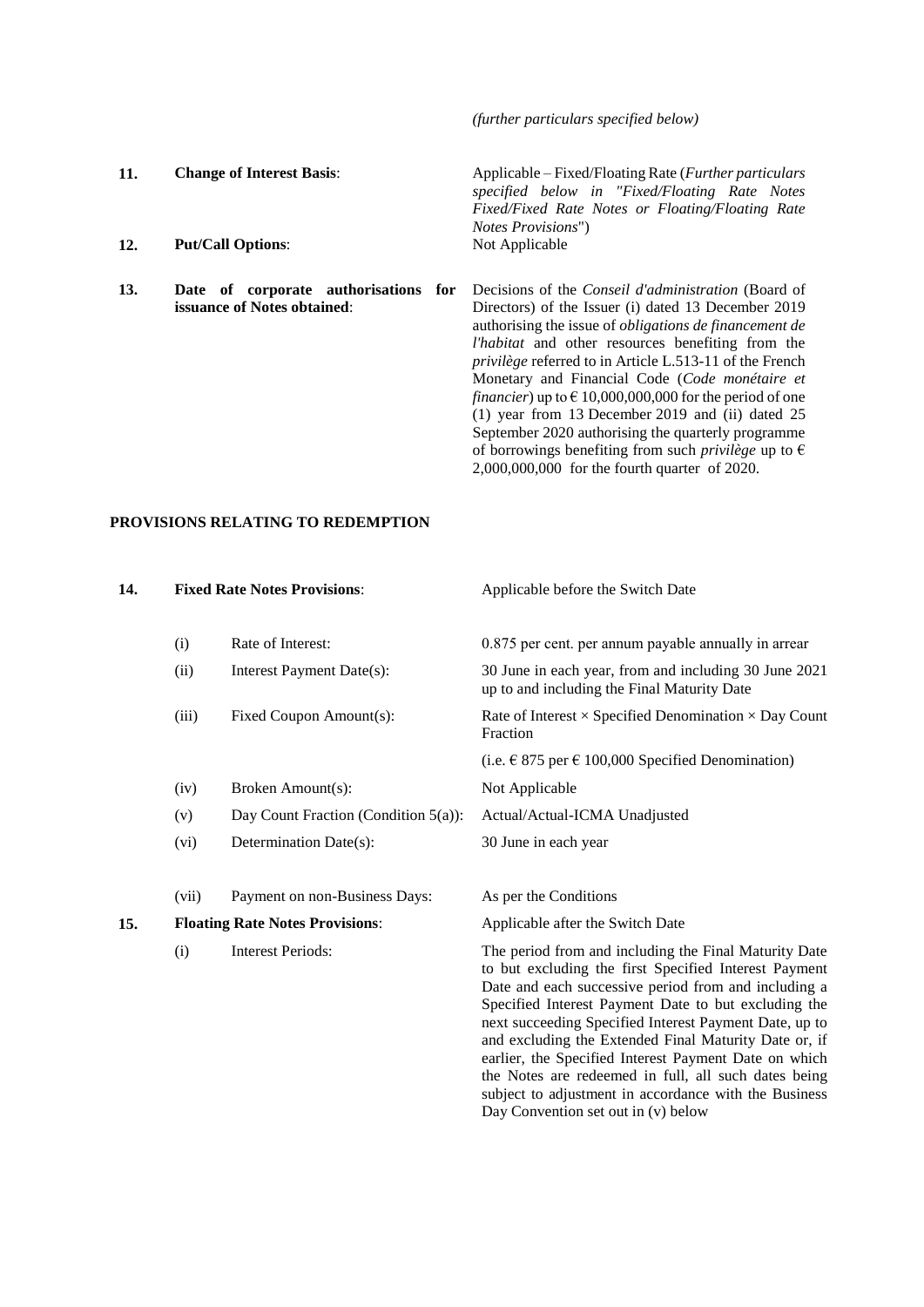*(further particulars specified below)*

| | | |
|---|---|---|
| **11.** | **Change of Interest Basis**: | Applicable – Fixed/Floating Rate (*Further particulars specified below in "Fixed/Floating Rate Notes Fixed/Fixed Rate Notes or Floating/Floating Rate Notes Provisions*") |
| **12.** | **Put/Call Options**: | Not Applicable |
| **13.** | **Date of corporate authorisations for issuance of Notes obtained**: | Decisions of the *Conseil d'administration* (Board of Directors) of the Issuer (i) dated 13 December 2019 authorising the issue of *obligations de financement de l'habitat* and other resources benefiting from the *privilège* referred to in Article L.513-11 of the French Monetary and Financial Code (*Code monétaire et financier*) up to € 10,000,000,000 for the period of one (1) year from 13 December 2019 and (ii) dated 25 September 2020 authorising the quarterly programme of borrowings benefiting from such *privilège* up to € 2,000,000,000 for the fourth quarter of 2020. |

**PROVISIONS RELATING TO REDEMPTION**

| | | | |
|---|---|---|---|
| **14.** | **Fixed Rate Notes Provisions**: | | Applicable before the Switch Date |
| | (i) | Rate of Interest: | 0.875 per cent. per annum payable annually in arrear |
| | (ii) | Interest Payment Date(s): | 30 June in each year, from and including 30 June 2021 up to and including the Final Maturity Date |
| | (iii) | Fixed Coupon Amount(s): | Rate of Interest × Specified Denomination × Day Count Fraction<br>(i.e. € 875 per € 100,000 Specified Denomination) |
| | (iv) | Broken Amount(s): | Not Applicable |
| | (v) | Day Count Fraction (Condition 5(a)): | Actual/Actual-ICMA Unadjusted |
| | (vi) | Determination Date(s): | 30 June in each year |
| | (vii) | Payment on non-Business Days: | As per the Conditions |
| **15.** | **Floating Rate Notes Provisions**: | | Applicable after the Switch Date |
| | (i) | Interest Periods: | The period from and including the Final Maturity Date to but excluding the first Specified Interest Payment Date and each successive period from and including a Specified Interest Payment Date to but excluding the next succeeding Specified Interest Payment Date, up to and excluding the Extended Final Maturity Date or, if earlier, the Specified Interest Payment Date on which the Notes are redeemed in full, all such dates being subject to adjustment in accordance with the Business Day Convention set out in (v) below |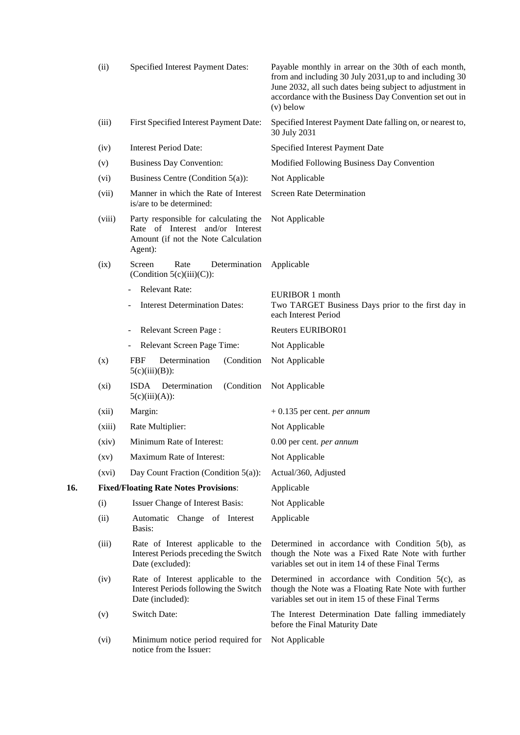| | | |
|---|---|---|
| (ii) | Specified Interest Payment Dates: | Payable monthly in arrear on the 30th of each month, from and including 30 July 2031,up to and including 30 June 2032, all such dates being subject to adjustment in accordance with the Business Day Convention set out in (v) below |
| (iii) | First Specified Interest Payment Date: | Specified Interest Payment Date falling on, or nearest to, 30 July 2031 |
| (iv) | Interest Period Date: | Specified Interest Payment Date |
| (v) | Business Day Convention: | Modified Following Business Day Convention |
| (vi) | Business Centre (Condition 5(a)): | Not Applicable |
| (vii) | Manner in which the Rate of Interest is/are to be determined: | Screen Rate Determination |
| (viii) | Party responsible for calculating the Rate of Interest and/or Interest Amount (if not the Note Calculation Agent): | Not Applicable |
| (ix) | Screen Rate Determination (Condition 5(c)(iii)(C)): | Applicable |
| | - Relevant Rate: | EURIBOR 1 month |
| | - Interest Determination Dates: | Two TARGET Business Days prior to the first day in each Interest Period |
| | - Relevant Screen Page : | Reuters EURIBOR01 |
| | - Relevant Screen Page Time: | Not Applicable |
| (x) | FBF Determination (Condition 5(c)(iii)(B)): | Not Applicable |
| (xi) | ISDA Determination (Condition 5(c)(iii)(A)): | Not Applicable |
| (xii) | Margin: | + 0.135 per cent. *per annum* |
| (xiii) | Rate Multiplier: | Not Applicable |
| (xiv) | Minimum Rate of Interest: | 0.00 per cent. *per annum* |
| (xv) | Maximum Rate of Interest: | Not Applicable |
| (xvi) | Day Count Fraction (Condition 5(a)): | Actual/360, Adjusted |

**16. Fixed/Floating Rate Notes Provisions**: Applicable

| | | |
|---|---|---|
| (i) | Issuer Change of Interest Basis: | Not Applicable |
| (ii) | Automatic Change of Interest Basis: | Applicable |
| (iii) | Rate of Interest applicable to the Interest Periods preceding the Switch Date (excluded): | Determined in accordance with Condition 5(b), as though the Note was a Fixed Rate Note with further variables set out in item 14 of these Final Terms |
| (iv) | Rate of Interest applicable to the Interest Periods following the Switch Date (included): | Determined in accordance with Condition 5(c), as though the Note was a Floating Rate Note with further variables set out in item 15 of these Final Terms |
| (v) | Switch Date: | The Interest Determination Date falling immediately before the Final Maturity Date |
| (vi) | Minimum notice period required for notice from the Issuer: | Not Applicable |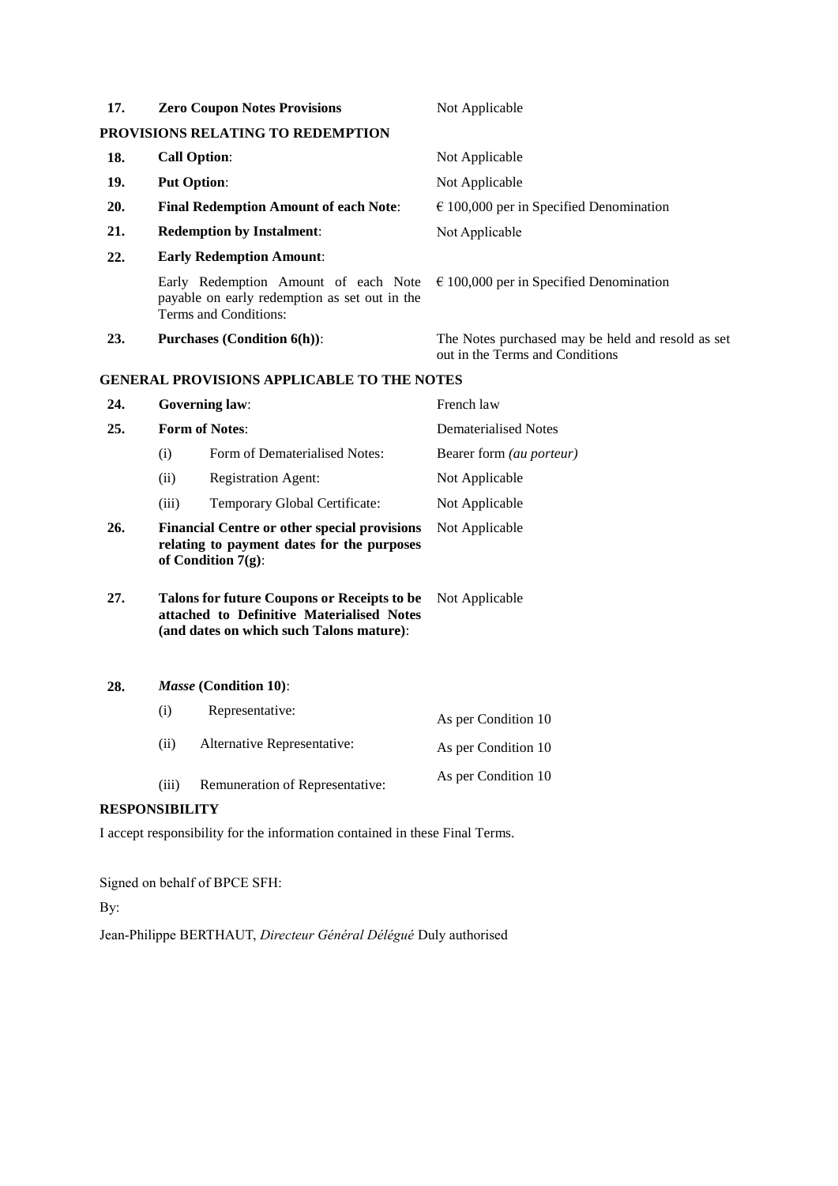| | | |
|---|---|---|
| **17.** | **Zero Coupon Notes Provisions** | Not Applicable |

**PROVISIONS RELATING TO REDEMPTION**

| | | |
|---|---|---|
| **18.** | **Call Option**: | Not Applicable |
| **19.** | **Put Option**: | Not Applicable |
| **20.** | **Final Redemption Amount of each Note**: | € 100,000 per in Specified Denomination |
| **21.** | **Redemption by Instalment**: | Not Applicable |
| **22.** | **Early Redemption Amount**: | |
| | Early Redemption Amount of each Note payable on early redemption as set out in the Terms and Conditions: | € 100,000 per in Specified Denomination |
| **23.** | **Purchases (Condition 6(h))**: | The Notes purchased may be held and resold as set out in the Terms and Conditions |

**GENERAL PROVISIONS APPLICABLE TO THE NOTES**

| | | |
|---|---|---|
| **24.** | **Governing law**: | French law |
| **25.** | **Form of Notes**: | Dematerialised Notes |
| | (i) Form of Dematerialised Notes: | Bearer form *(au porteur)* |
| | (ii) Registration Agent: | Not Applicable |
| | (iii) Temporary Global Certificate: | Not Applicable |
| **26.** | **Financial Centre or other special provisions relating to payment dates for the purposes of Condition 7(g)**: | Not Applicable |
| **27.** | **Talons for future Coupons or Receipts to be attached to Definitive Materialised Notes (and dates on which such Talons mature)**: | Not Applicable |
| **28.** | ***Masse* (Condition 10)**: | |
| | (i) Representative: | As per Condition 10 |
| | (ii) Alternative Representative: | As per Condition 10 |
| | (iii) Remuneration of Representative: | As per Condition 10 |

**RESPONSIBILITY**

I accept responsibility for the information contained in these Final Terms.

Signed on behalf of BPCE SFH:

By:

Jean-Philippe BERTHAUT, *Directeur Général Délégué* Duly authorised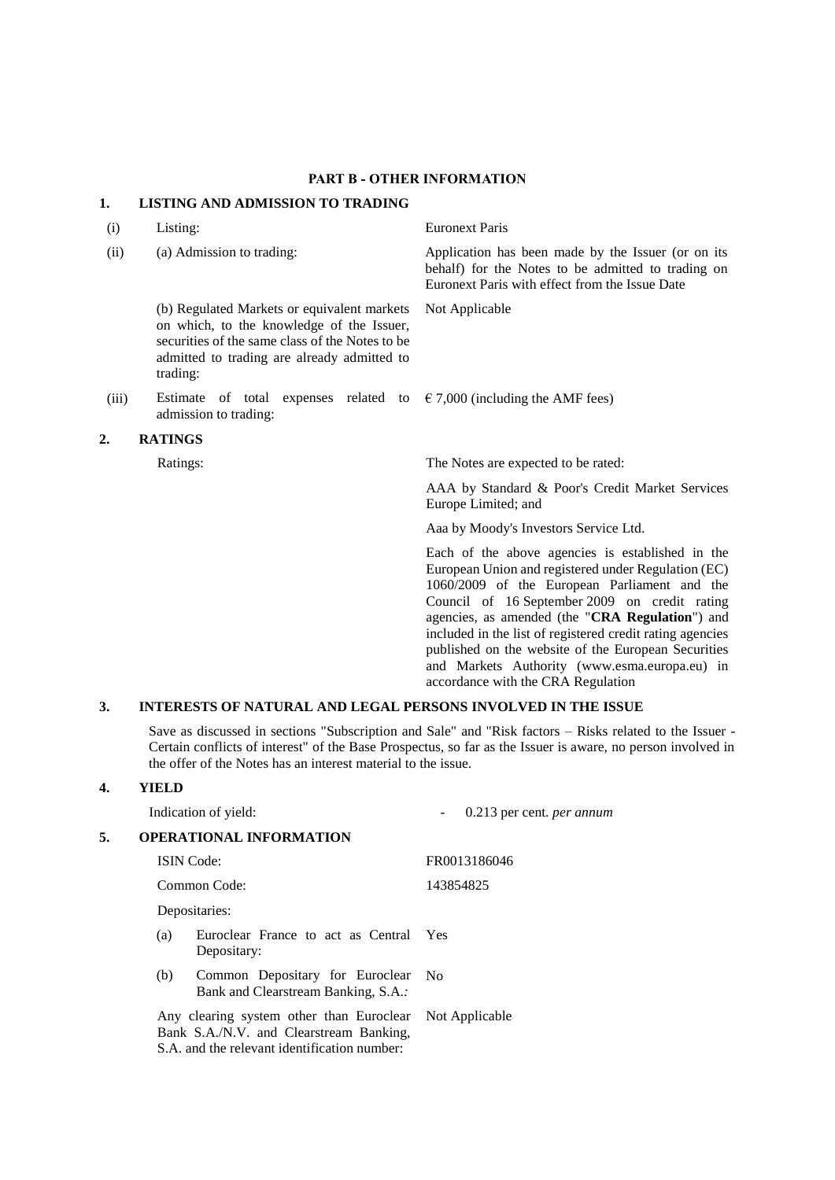## PART B - OTHER INFORMATION

### 1. LISTING AND ADMISSION TO TRADING

| | | |
|---|---|---|
| (i) | Listing: | Euronext Paris |
| (ii) | (a) Admission to trading: | Application has been made by the Issuer (or on its behalf) for the Notes to be admitted to trading on Euronext Paris with effect from the Issue Date |
| | (b) Regulated Markets or equivalent markets on which, to the knowledge of the Issuer, securities of the same class of the Notes to be admitted to trading are already admitted to trading: | Not Applicable |
| (iii) | Estimate of total expenses related to admission to trading: | € 7,000 (including the AMF fees) |

### 2. RATINGS

Ratings: The Notes are expected to be rated:

AAA by Standard & Poor's Credit Market Services Europe Limited; and

Aaa by Moody's Investors Service Ltd.

Each of the above agencies is established in the European Union and registered under Regulation (EC) 1060/2009 of the European Parliament and the Council of 16 September 2009 on credit rating agencies, as amended (the "**CRA Regulation**") and included in the list of registered credit rating agencies published on the website of the European Securities and Markets Authority (www.esma.europa.eu) in accordance with the CRA Regulation

### 3. INTERESTS OF NATURAL AND LEGAL PERSONS INVOLVED IN THE ISSUE

Save as discussed in sections "Subscription and Sale" and "Risk factors – Risks related to the Issuer - Certain conflicts of interest" of the Base Prospectus, so far as the Issuer is aware, no person involved in the offer of the Notes has an interest material to the issue.

### 4. YIELD

Indication of yield: - 0.213 per cent. *per annum*

### 5. OPERATIONAL INFORMATION

| | |
|---|---|
| ISIN Code: | FR0013186046 |
| Common Code: | 143854825 |
| Depositaries: | |
| (a) Euroclear France to act as Central Depositary: | Yes |
| (b) Common Depositary for Euroclear Bank and Clearstream Banking, S.A.: | No |
| Any clearing system other than Euroclear Bank S.A./N.V. and Clearstream Banking, S.A. and the relevant identification number: | Not Applicable |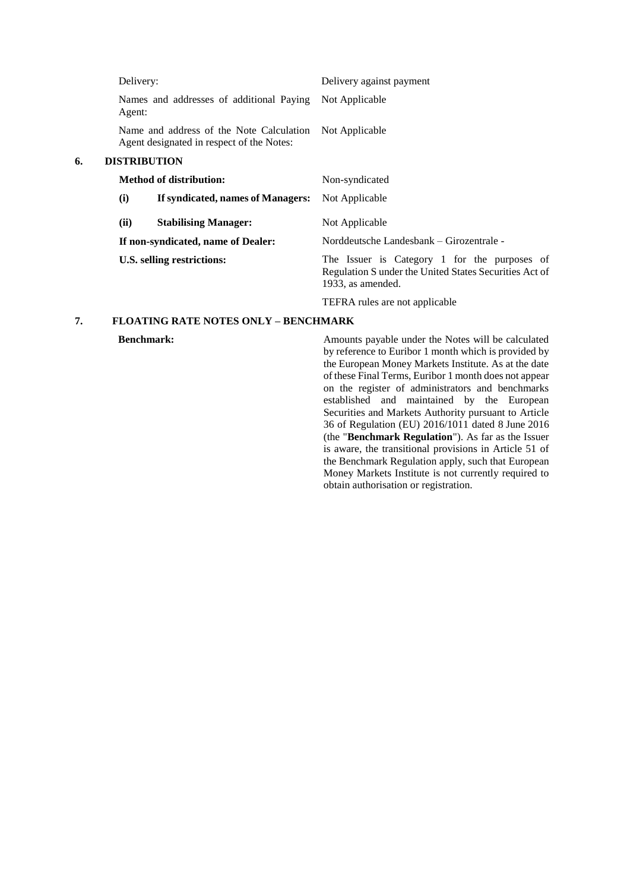| | |
|---|---|
| Delivery: | Delivery against payment |
| Names and addresses of additional Paying Agent: | Not Applicable |
| Name and address of the Note Calculation Agent designated in respect of the Notes: | Not Applicable |

## 6. DISTRIBUTION

| | |
|---|---|
| **Method of distribution:** | Non-syndicated |
| **(i) If syndicated, names of Managers:** | Not Applicable |
| **(ii) Stabilising Manager:** | Not Applicable |
| **If non-syndicated, name of Dealer:** | Norddeutsche Landesbank – Girozentrale - |
| **U.S. selling restrictions:** | The Issuer is Category 1 for the purposes of Regulation S under the United States Securities Act of 1933, as amended.<br><br>TEFRA rules are not applicable |

## 7. FLOATING RATE NOTES ONLY – BENCHMARK

| | |
|---|---|
| **Benchmark:** | Amounts payable under the Notes will be calculated by reference to Euribor 1 month which is provided by the European Money Markets Institute. As at the date of these Final Terms, Euribor 1 month does not appear on the register of administrators and benchmarks established and maintained by the European Securities and Markets Authority pursuant to Article 36 of Regulation (EU) 2016/1011 dated 8 June 2016 (the "**Benchmark Regulation**"). As far as the Issuer is aware, the transitional provisions in Article 51 of the Benchmark Regulation apply, such that European Money Markets Institute is not currently required to obtain authorisation or registration. |